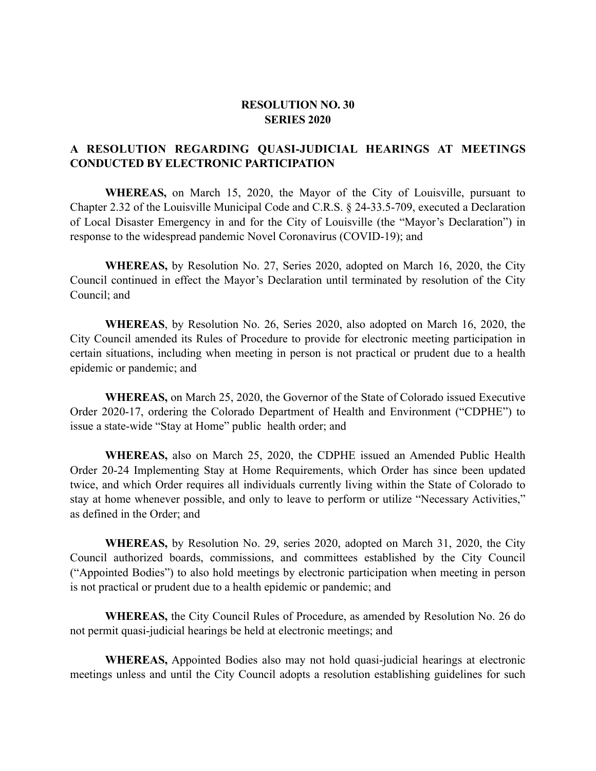**RESOLUTION NO. 30**
**SERIES 2020**

**A RESOLUTION REGARDING QUASI-JUDICIAL HEARINGS AT MEETINGS CONDUCTED BY ELECTRONIC PARTICIPATION**

**WHEREAS,** on March 15, 2020, the Mayor of the City of Louisville, pursuant to Chapter 2.32 of the Louisville Municipal Code and C.R.S. § 24-33.5-709, executed a Declaration of Local Disaster Emergency in and for the City of Louisville (the "Mayor's Declaration") in response to the widespread pandemic Novel Coronavirus (COVID-19); and

**WHEREAS,** by Resolution No. 27, Series 2020, adopted on March 16, 2020, the City Council continued in effect the Mayor's Declaration until terminated by resolution of the City Council; and

**WHEREAS**, by Resolution No. 26, Series 2020, also adopted on March 16, 2020, the City Council amended its Rules of Procedure to provide for electronic meeting participation in certain situations, including when meeting in person is not practical or prudent due to a health epidemic or pandemic; and

**WHEREAS,** on March 25, 2020, the Governor of the State of Colorado issued Executive Order 2020-17, ordering the Colorado Department of Health and Environment ("CDPHE") to issue a state-wide "Stay at Home" public health order; and

**WHEREAS,** also on March 25, 2020, the CDPHE issued an Amended Public Health Order 20-24 Implementing Stay at Home Requirements, which Order has since been updated twice, and which Order requires all individuals currently living within the State of Colorado to stay at home whenever possible, and only to leave to perform or utilize "Necessary Activities," as defined in the Order; and

**WHEREAS,** by Resolution No. 29, series 2020, adopted on March 31, 2020, the City Council authorized boards, commissions, and committees established by the City Council ("Appointed Bodies") to also hold meetings by electronic participation when meeting in person is not practical or prudent due to a health epidemic or pandemic; and

**WHEREAS,** the City Council Rules of Procedure, as amended by Resolution No. 26 do not permit quasi-judicial hearings be held at electronic meetings; and

**WHEREAS,** Appointed Bodies also may not hold quasi-judicial hearings at electronic meetings unless and until the City Council adopts a resolution establishing guidelines for such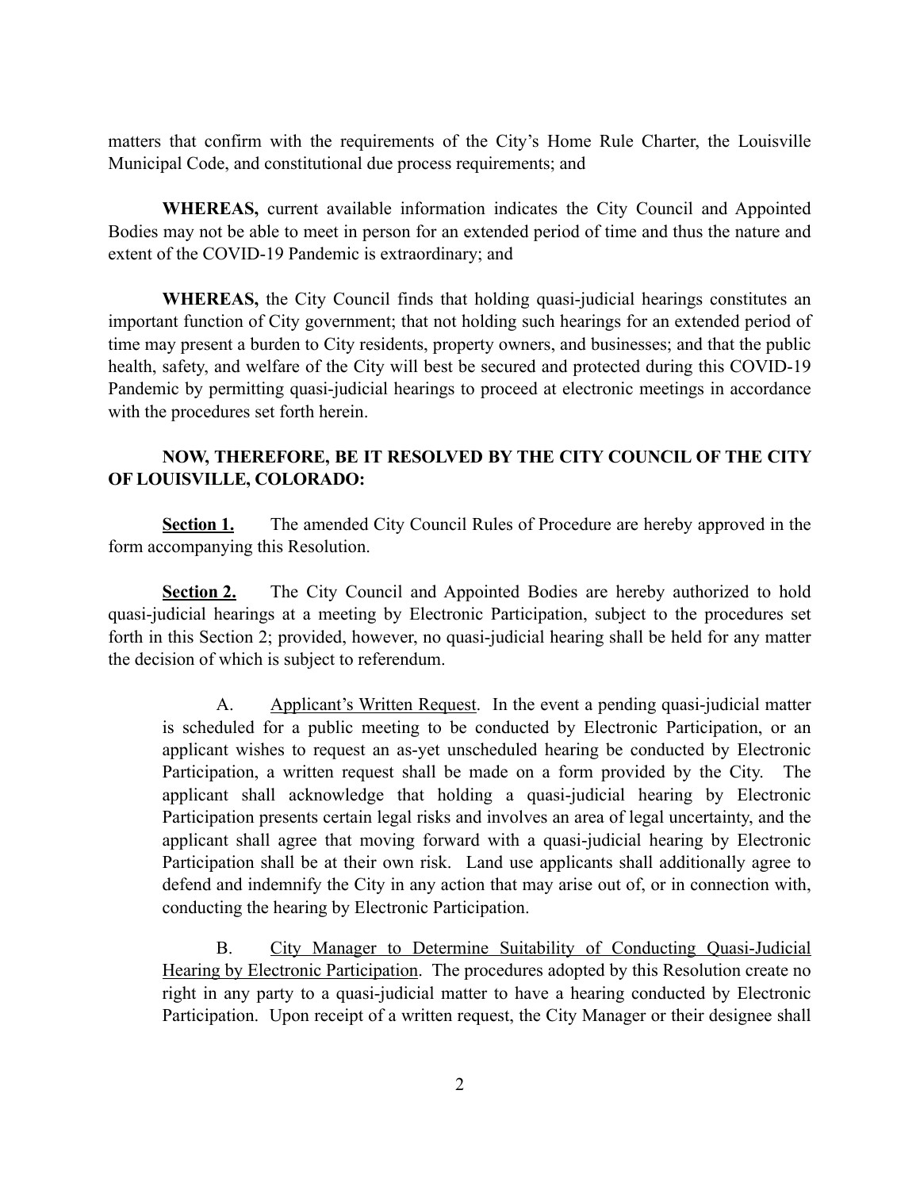matters that confirm with the requirements of the City's Home Rule Charter, the Louisville Municipal Code, and constitutional due process requirements; and

**WHEREAS,** current available information indicates the City Council and Appointed Bodies may not be able to meet in person for an extended period of time and thus the nature and extent of the COVID-19 Pandemic is extraordinary; and

**WHEREAS,** the City Council finds that holding quasi-judicial hearings constitutes an important function of City government; that not holding such hearings for an extended period of time may present a burden to City residents, property owners, and businesses; and that the public health, safety, and welfare of the City will best be secured and protected during this COVID-19 Pandemic by permitting quasi-judicial hearings to proceed at electronic meetings in accordance with the procedures set forth herein.

**NOW, THEREFORE, BE IT RESOLVED BY THE CITY COUNCIL OF THE CITY OF LOUISVILLE, COLORADO:**

**Section 1.** The amended City Council Rules of Procedure are hereby approved in the form accompanying this Resolution.

**Section 2.** The City Council and Appointed Bodies are hereby authorized to hold quasi-judicial hearings at a meeting by Electronic Participation, subject to the procedures set forth in this Section 2; provided, however, no quasi-judicial hearing shall be held for any matter the decision of which is subject to referendum.

A. Applicant's Written Request. In the event a pending quasi-judicial matter is scheduled for a public meeting to be conducted by Electronic Participation, or an applicant wishes to request an as-yet unscheduled hearing be conducted by Electronic Participation, a written request shall be made on a form provided by the City. The applicant shall acknowledge that holding a quasi-judicial hearing by Electronic Participation presents certain legal risks and involves an area of legal uncertainty, and the applicant shall agree that moving forward with a quasi-judicial hearing by Electronic Participation shall be at their own risk. Land use applicants shall additionally agree to defend and indemnify the City in any action that may arise out of, or in connection with, conducting the hearing by Electronic Participation.

B. City Manager to Determine Suitability of Conducting Quasi-Judicial Hearing by Electronic Participation. The procedures adopted by this Resolution create no right in any party to a quasi-judicial matter to have a hearing conducted by Electronic Participation. Upon receipt of a written request, the City Manager or their designee shall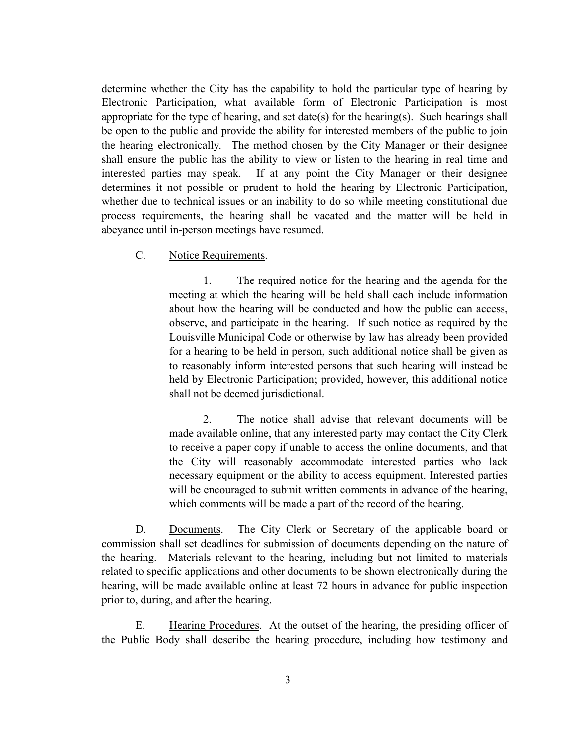determine whether the City has the capability to hold the particular type of hearing by Electronic Participation, what available form of Electronic Participation is most appropriate for the type of hearing, and set date(s) for the hearing(s). Such hearings shall be open to the public and provide the ability for interested members of the public to join the hearing electronically. The method chosen by the City Manager or their designee shall ensure the public has the ability to view or listen to the hearing in real time and interested parties may speak. If at any point the City Manager or their designee determines it not possible or prudent to hold the hearing by Electronic Participation, whether due to technical issues or an inability to do so while meeting constitutional due process requirements, the hearing shall be vacated and the matter will be held in abeyance until in-person meetings have resumed.

C. Notice Requirements.

1. The required notice for the hearing and the agenda for the meeting at which the hearing will be held shall each include information about how the hearing will be conducted and how the public can access, observe, and participate in the hearing. If such notice as required by the Louisville Municipal Code or otherwise by law has already been provided for a hearing to be held in person, such additional notice shall be given as to reasonably inform interested persons that such hearing will instead be held by Electronic Participation; provided, however, this additional notice shall not be deemed jurisdictional.

2. The notice shall advise that relevant documents will be made available online, that any interested party may contact the City Clerk to receive a paper copy if unable to access the online documents, and that the City will reasonably accommodate interested parties who lack necessary equipment or the ability to access equipment. Interested parties will be encouraged to submit written comments in advance of the hearing, which comments will be made a part of the record of the hearing.

D. Documents. The City Clerk or Secretary of the applicable board or commission shall set deadlines for submission of documents depending on the nature of the hearing. Materials relevant to the hearing, including but not limited to materials related to specific applications and other documents to be shown electronically during the hearing, will be made available online at least 72 hours in advance for public inspection prior to, during, and after the hearing.

E. Hearing Procedures. At the outset of the hearing, the presiding officer of the Public Body shall describe the hearing procedure, including how testimony and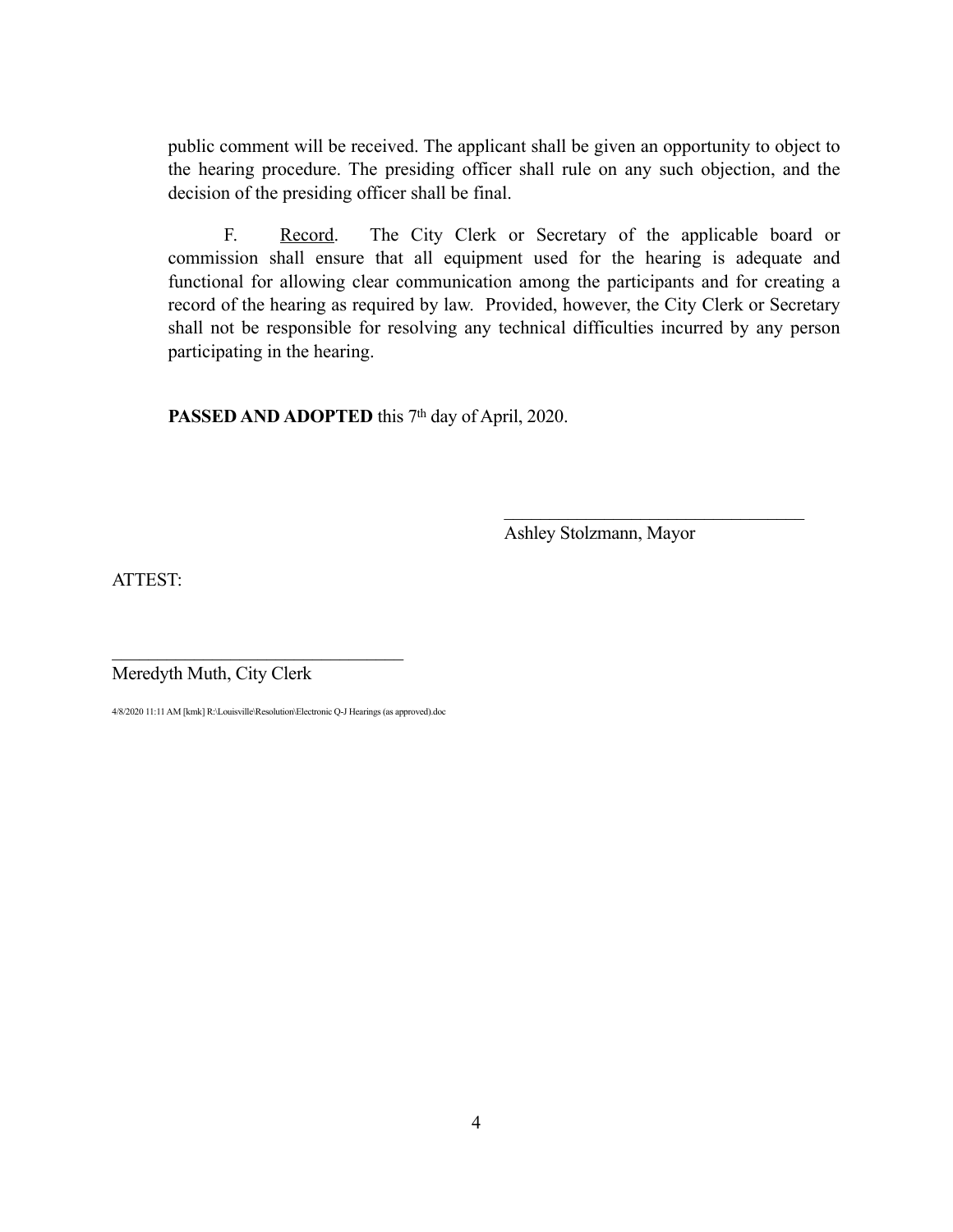public comment will be received. The applicant shall be given an opportunity to object to the hearing procedure. The presiding officer shall rule on any such objection, and the decision of the presiding officer shall be final.

F. Record. The City Clerk or Secretary of the applicable board or commission shall ensure that all equipment used for the hearing is adequate and functional for allowing clear communication among the participants and for creating a record of the hearing as required by law. Provided, however, the City Clerk or Secretary shall not be responsible for resolving any technical difficulties incurred by any person participating in the hearing.

**PASSED AND ADOPTED** this 7th day of April, 2020.

\_\_\_\_\_\_\_\_\_\_\_\_\_\_\_\_\_\_\_\_\_\_\_\_\_\_\_\_\_\_\_\_\_\_
Ashley Stolzmann, Mayor

ATTEST:

\_\_\_\_\_\_\_\_\_\_\_\_\_\_\_\_\_\_\_\_\_\_\_\_\_\_\_\_\_\_\_\_\_\_
Meredyth Muth, City Clerk

4/8/2020 11:11 AM [kmk] R:\Louisville\Resolution\Electronic Q-J Hearings (as approved).doc